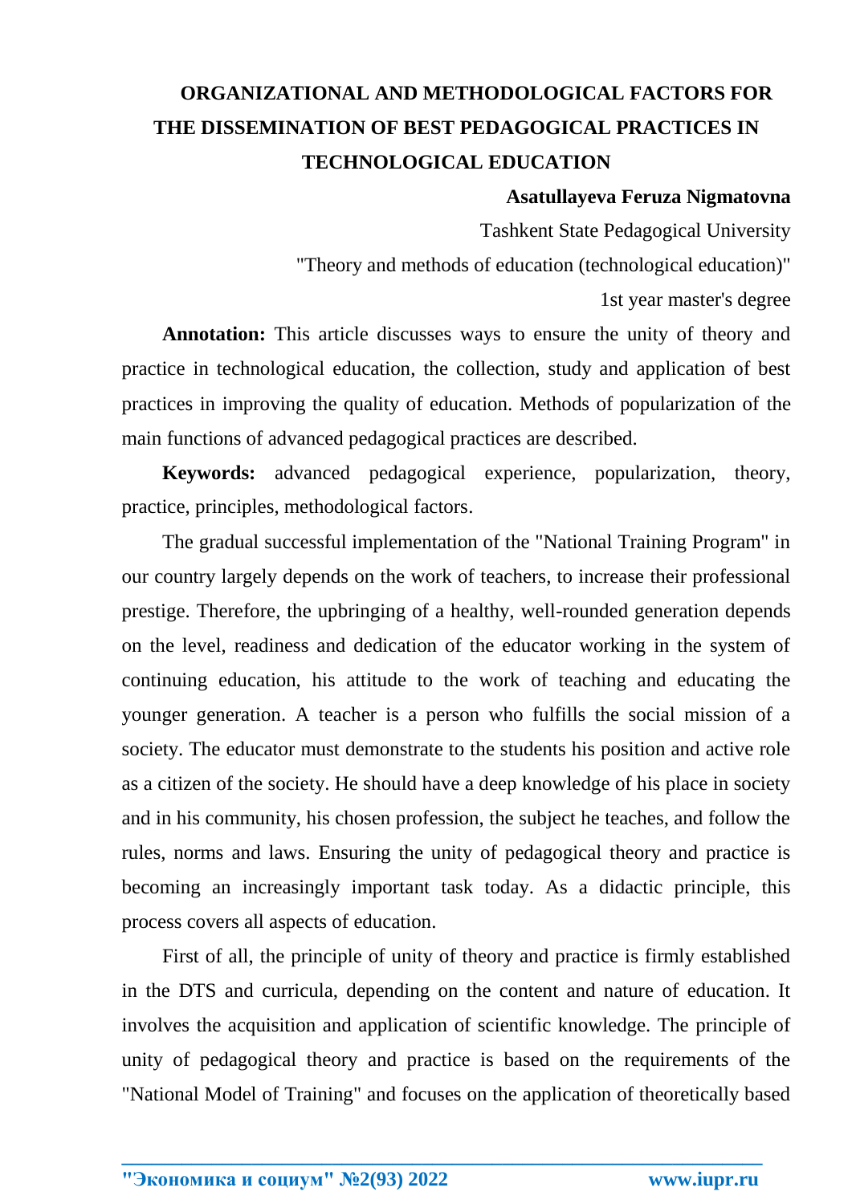# ORGANIZATIONAL AND METHODOLOGICAL FACTORS FOR THE DISSEMINATION OF BEST PEDAGOGICAL PRACTICES IN TECHNOLOGICAL EDUCATION

**Asatullayeva Feruza Nigmatovna**

Tashkent State Pedagogical University

"Theory and methods of education (technological education)"

1st year master's degree

**Annotation:** This article discusses ways to ensure the unity of theory and practice in technological education, the collection, study and application of best practices in improving the quality of education. Methods of popularization of the main functions of advanced pedagogical practices are described.

**Keywords:** advanced pedagogical experience, popularization, theory, practice, principles, methodological factors.

The gradual successful implementation of the "National Training Program" in our country largely depends on the work of teachers, to increase their professional prestige. Therefore, the upbringing of a healthy, well-rounded generation depends on the level, readiness and dedication of the educator working in the system of continuing education, his attitude to the work of teaching and educating the younger generation. A teacher is a person who fulfills the social mission of a society. The educator must demonstrate to the students his position and active role as a citizen of the society. He should have a deep knowledge of his place in society and in his community, his chosen profession, the subject he teaches, and follow the rules, norms and laws. Ensuring the unity of pedagogical theory and practice is becoming an increasingly important task today. As a didactic principle, this process covers all aspects of education.

First of all, the principle of unity of theory and practice is firmly established in the DTS and curricula, depending on the content and nature of education. It involves the acquisition and application of scientific knowledge. The principle of unity of pedagogical theory and practice is based on the requirements of the "National Model of Training" and focuses on the application of theoretically based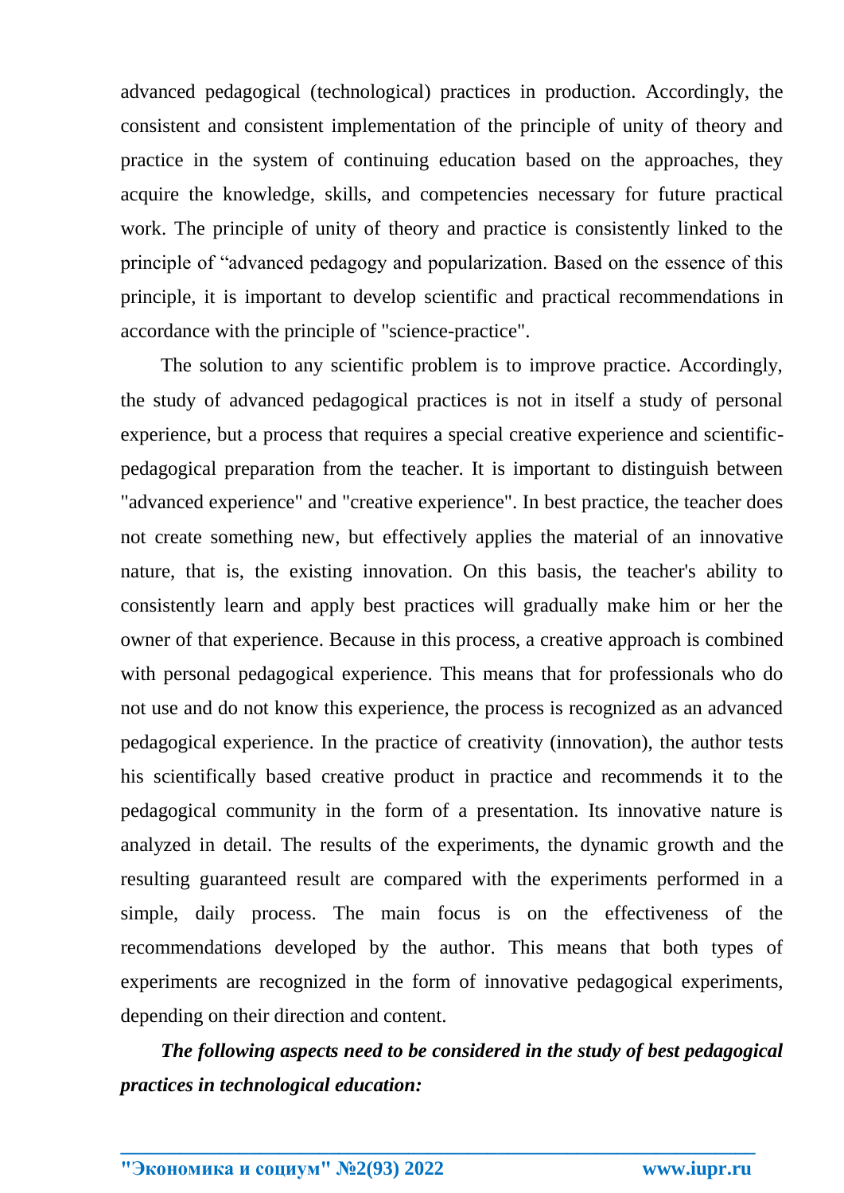advanced pedagogical (technological) practices in production. Accordingly, the consistent and consistent implementation of the principle of unity of theory and practice in the system of continuing education based on the approaches, they acquire the knowledge, skills, and competencies necessary for future practical work. The principle of unity of theory and practice is consistently linked to the principle of “advanced pedagogy and popularization. Based on the essence of this principle, it is important to develop scientific and practical recommendations in accordance with the principle of "science-practice".

The solution to any scientific problem is to improve practice. Accordingly, the study of advanced pedagogical practices is not in itself a study of personal experience, but a process that requires a special creative experience and scientific-pedagogical preparation from the teacher. It is important to distinguish between "advanced experience" and "creative experience". In best practice, the teacher does not create something new, but effectively applies the material of an innovative nature, that is, the existing innovation. On this basis, the teacher's ability to consistently learn and apply best practices will gradually make him or her the owner of that experience. Because in this process, a creative approach is combined with personal pedagogical experience. This means that for professionals who do not use and do not know this experience, the process is recognized as an advanced pedagogical experience. In the practice of creativity (innovation), the author tests his scientifically based creative product in practice and recommends it to the pedagogical community in the form of a presentation. Its innovative nature is analyzed in detail. The results of the experiments, the dynamic growth and the resulting guaranteed result are compared with the experiments performed in a simple, daily process. The main focus is on the effectiveness of the recommendations developed by the author. This means that both types of experiments are recognized in the form of innovative pedagogical experiments, depending on their direction and content.

***The following aspects need to be considered in the study of best pedagogical practices in technological education:***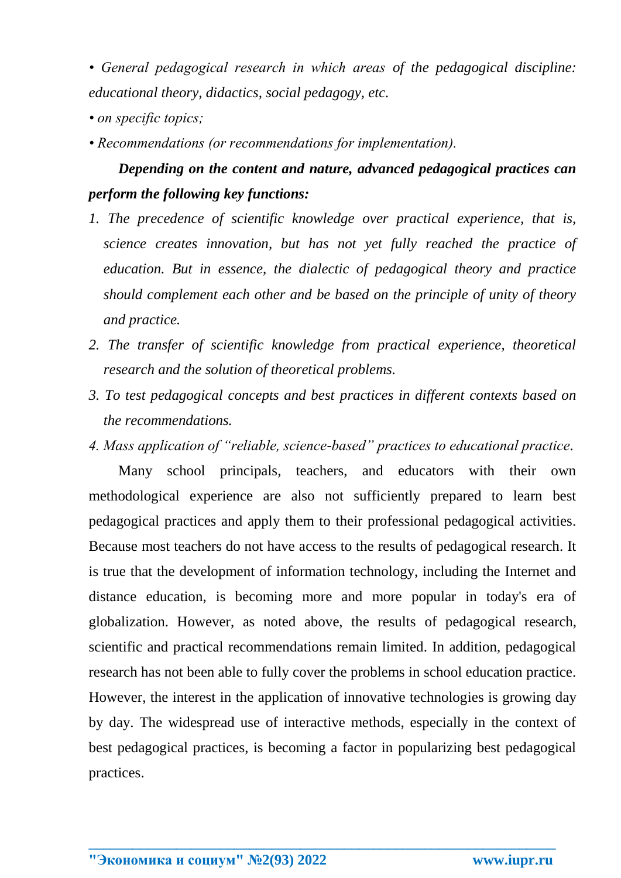*• General pedagogical research in which areas of the pedagogical discipline: educational theory, didactics, social pedagogy, etc.*

*• on specific topics;*

*• Recommendations (or recommendations for implementation).*

***Depending on the content and nature, advanced pedagogical practices can perform the following key functions:***

1. *The precedence of scientific knowledge over practical experience, that is, science creates innovation, but has not yet fully reached the practice of education. But in essence, the dialectic of pedagogical theory and practice should complement each other and be based on the principle of unity of theory and practice.*
2. *The transfer of scientific knowledge from practical experience, theoretical research and the solution of theoretical problems.*
3. *To test pedagogical concepts and best practices in different contexts based on the recommendations.*
4. *Mass application of "reliable, science-based" practices to educational practice.*

Many school principals, teachers, and educators with their own methodological experience are also not sufficiently prepared to learn best pedagogical practices and apply them to their professional pedagogical activities. Because most teachers do not have access to the results of pedagogical research. It is true that the development of information technology, including the Internet and distance education, is becoming more and more popular in today's era of globalization. However, as noted above, the results of pedagogical research, scientific and practical recommendations remain limited. In addition, pedagogical research has not been able to fully cover the problems in school education practice. However, the interest in the application of innovative technologies is growing day by day. The widespread use of interactive methods, especially in the context of best pedagogical practices, is becoming a factor in popularizing best pedagogical practices.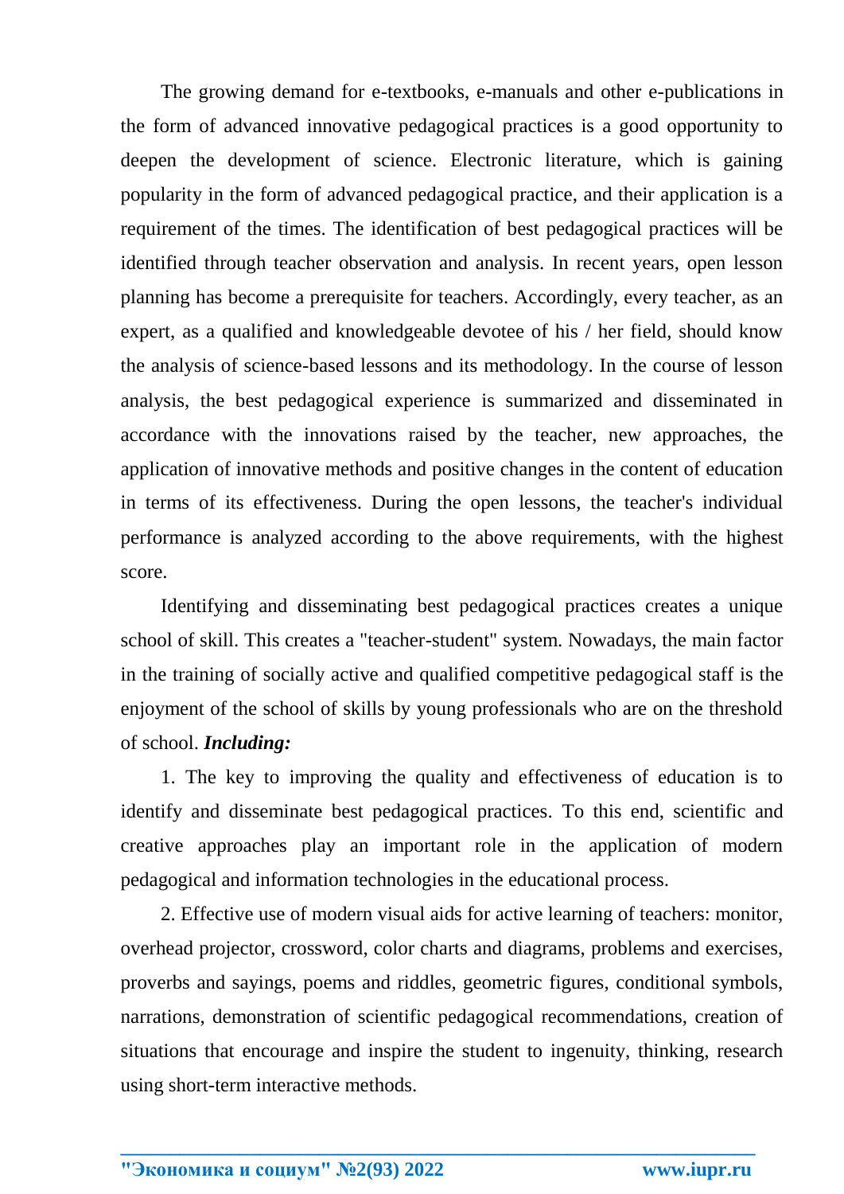The growing demand for e-textbooks, e-manuals and other e-publications in the form of advanced innovative pedagogical practices is a good opportunity to deepen the development of science. Electronic literature, which is gaining popularity in the form of advanced pedagogical practice, and their application is a requirement of the times. The identification of best pedagogical practices will be identified through teacher observation and analysis. In recent years, open lesson planning has become a prerequisite for teachers. Accordingly, every teacher, as an expert, as a qualified and knowledgeable devotee of his / her field, should know the analysis of science-based lessons and its methodology. In the course of lesson analysis, the best pedagogical experience is summarized and disseminated in accordance with the innovations raised by the teacher, new approaches, the application of innovative methods and positive changes in the content of education in terms of its effectiveness. During the open lessons, the teacher's individual performance is analyzed according to the above requirements, with the highest score.

Identifying and disseminating best pedagogical practices creates a unique school of skill. This creates a "teacher-student" system. Nowadays, the main factor in the training of socially active and qualified competitive pedagogical staff is the enjoyment of the school of skills by young professionals who are on the threshold of school. ***Including:***

1. The key to improving the quality and effectiveness of education is to identify and disseminate best pedagogical practices. To this end, scientific and creative approaches play an important role in the application of modern pedagogical and information technologies in the educational process.

2. Effective use of modern visual aids for active learning of teachers: monitor, overhead projector, crossword, color charts and diagrams, problems and exercises, proverbs and sayings, poems and riddles, geometric figures, conditional symbols, narrations, demonstration of scientific pedagogical recommendations, creation of situations that encourage and inspire the student to ingenuity, thinking, research using short-term interactive methods.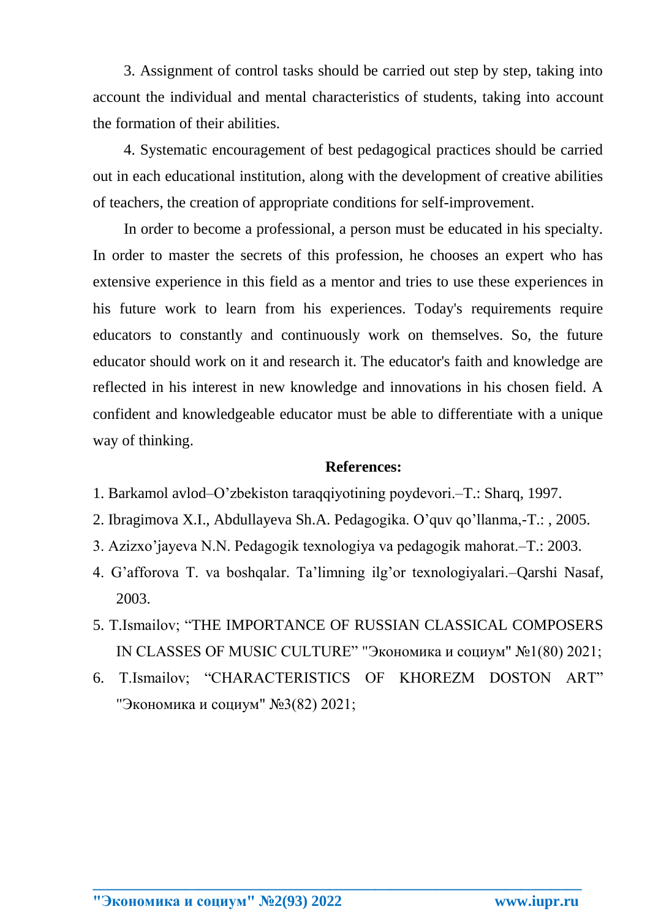3. Assignment of control tasks should be carried out step by step, taking into account the individual and mental characteristics of students, taking into account the formation of their abilities.

4. Systematic encouragement of best pedagogical practices should be carried out in each educational institution, along with the development of creative abilities of teachers, the creation of appropriate conditions for self-improvement.

In order to become a professional, a person must be educated in his specialty. In order to master the secrets of this profession, he chooses an expert who has extensive experience in this field as a mentor and tries to use these experiences in his future work to learn from his experiences. Today's requirements require educators to constantly and continuously work on themselves. So, the future educator should work on it and research it. The educator's faith and knowledge are reflected in his interest in new knowledge and innovations in his chosen field. A confident and knowledgeable educator must be able to differentiate with a unique way of thinking.

**References:**

1. Barkamol avlod–O'zbekiston taraqqiyotining poydevori.–T.: Sharq, 1997.
2. Ibragimova X.I., Abdullayeva Sh.A. Pedagogika. O'quv qo'llanma,-T.: , 2005.
3. Azizxo'jayeva N.N. Pedagogik texnologiya va pedagogik mahorat.–T.: 2003.
4. G'afforova T. va boshqalar. Ta'limning ilg'or texnologiyalari.–Qarshi Nasaf, 2003.
5. T.Ismailov; "THE IMPORTANCE OF RUSSIAN CLASSICAL COMPOSERS IN CLASSES OF MUSIC CULTURE" "Экономика и социум" №1(80) 2021;
6. T.Ismailov; "CHARACTERISTICS OF KHOREZM DOSTON ART" "Экономика и социум" №3(82) 2021;